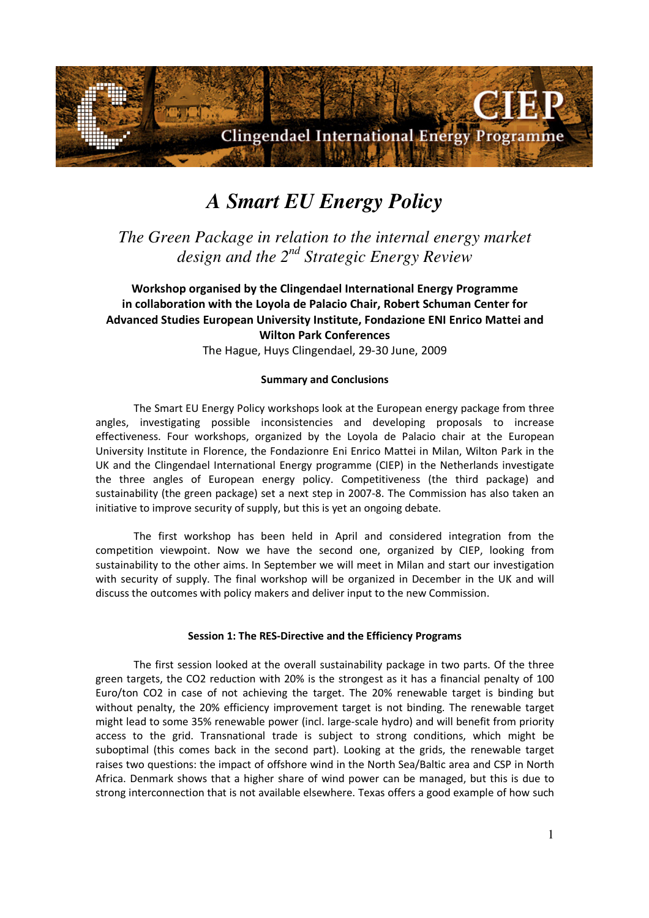# *A Smart EU Energy Policy*

## *The Green Package in relation to the internal energy market design and the 2nd Strategic Energy Review*

**Workshop organised by the Clingendael International Energy Programme in collaboration with the Loyola de Palacio Chair, Robert Schuman Center for Advanced Studies European University Institute, Fondazione ENI Enrico Mattei and Wilton Park Conferences**

The Hague, Huys Clingendael, 29-30 June, 2009

**Summary and Conclusions**

The Smart EU Energy Policy workshops look at the European energy package from three angles, investigating possible inconsistencies and developing proposals to increase effectiveness. Four workshops, organized by the Loyola de Palacio chair at the European University Institute in Florence, the Fondazionre Eni Enrico Mattei in Milan, Wilton Park in the UK and the Clingendael International Energy programme (CIEP) in the Netherlands investigate the three angles of European energy policy. Competitiveness (the third package) and sustainability (the green package) set a next step in 2007-8. The Commission has also taken an initiative to improve security of supply, but this is yet an ongoing debate.

The first workshop has been held in April and considered integration from the competition viewpoint. Now we have the second one, organized by CIEP, looking from sustainability to the other aims. In September we will meet in Milan and start our investigation with security of supply. The final workshop will be organized in December in the UK and will discuss the outcomes with policy makers and deliver input to the new Commission.

**Session 1: The RES-Directive and the Efficiency Programs**

The first session looked at the overall sustainability package in two parts. Of the three green targets, the $CO_2$ reduction with 20% is the strongest as it has a financial penalty of 100 Euro/ton $CO_2$ in case of not achieving the target. The 20% renewable target is binding but without penalty, the 20% efficiency improvement target is not binding. The renewable target might lead to some 35% renewable power (incl. large-scale hydro) and will benefit from priority access to the grid. Transnational trade is subject to strong conditions, which might be suboptimal (this comes back in the second part). Looking at the grids, the renewable target raises two questions: the impact of offshore wind in the North Sea/Baltic area and CSP in North Africa. Denmark shows that a higher share of wind power can be managed, but this is due to strong interconnection that is not available elsewhere. Texas offers a good example of how such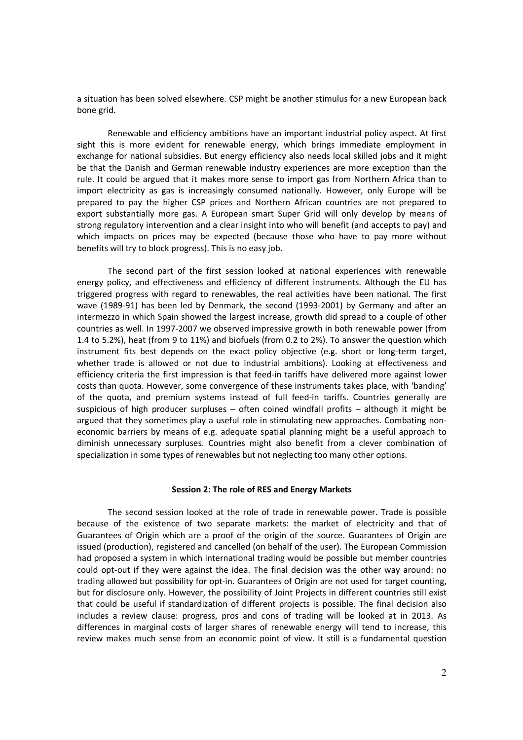a situation has been solved elsewhere. CSP might be another stimulus for a new European back bone grid.

Renewable and efficiency ambitions have an important industrial policy aspect. At first sight this is more evident for renewable energy, which brings immediate employment in exchange for national subsidies. But energy efficiency also needs local skilled jobs and it might be that the Danish and German renewable industry experiences are more exception than the rule. It could be argued that it makes more sense to import gas from Northern Africa than to import electricity as gas is increasingly consumed nationally. However, only Europe will be prepared to pay the higher CSP prices and Northern African countries are not prepared to export substantially more gas. A European smart Super Grid will only develop by means of strong regulatory intervention and a clear insight into who will benefit (and accepts to pay) and which impacts on prices may be expected (because those who have to pay more without benefits will try to block progress). This is no easy job.

The second part of the first session looked at national experiences with renewable energy policy, and effectiveness and efficiency of different instruments. Although the EU has triggered progress with regard to renewables, the real activities have been national. The first wave (1989-91) has been led by Denmark, the second (1993-2001) by Germany and after an intermezzo in which Spain showed the largest increase, growth did spread to a couple of other countries as well. In 1997-2007 we observed impressive growth in both renewable power (from 1.4 to 5.2%), heat (from 9 to 11%) and biofuels (from 0.2 to 2%). To answer the question which instrument fits best depends on the exact policy objective (e.g. short or long-term target, whether trade is allowed or not due to industrial ambitions). Looking at effectiveness and efficiency criteria the first impression is that feed-in tariffs have delivered more against lower costs than quota. However, some convergence of these instruments takes place, with 'banding' of the quota, and premium systems instead of full feed-in tariffs. Countries generally are suspicious of high producer surpluses – often coined windfall profits – although it might be argued that they sometimes play a useful role in stimulating new approaches. Combating non-economic barriers by means of e.g. adequate spatial planning might be a useful approach to diminish unnecessary surpluses. Countries might also benefit from a clever combination of specialization in some types of renewables but not neglecting too many other options.

**Session 2: The role of RES and Energy Markets**

The second session looked at the role of trade in renewable power. Trade is possible because of the existence of two separate markets: the market of electricity and that of Guarantees of Origin which are a proof of the origin of the source. Guarantees of Origin are issued (production), registered and cancelled (on behalf of the user). The European Commission had proposed a system in which international trading would be possible but member countries could opt-out if they were against the idea. The final decision was the other way around: no trading allowed but possibility for opt-in. Guarantees of Origin are not used for target counting, but for disclosure only. However, the possibility of Joint Projects in different countries still exist that could be useful if standardization of different projects is possible. The final decision also includes a review clause: progress, pros and cons of trading will be looked at in 2013. As differences in marginal costs of larger shares of renewable energy will tend to increase, this review makes much sense from an economic point of view. It still is a fundamental question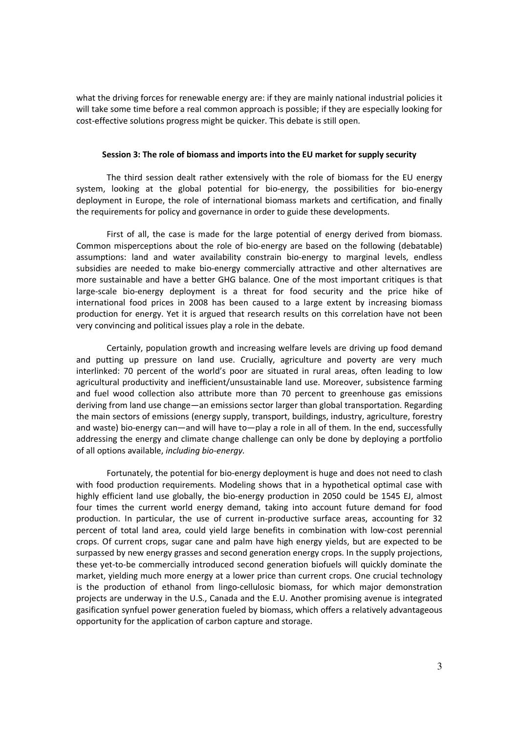what the driving forces for renewable energy are: if they are mainly national industrial policies it will take some time before a real common approach is possible; if they are especially looking for cost-effective solutions progress might be quicker. This debate is still open.

### Session 3: The role of biomass and imports into the EU market for supply security

The third session dealt rather extensively with the role of biomass for the EU energy system, looking at the global potential for bio-energy, the possibilities for bio-energy deployment in Europe, the role of international biomass markets and certification, and finally the requirements for policy and governance in order to guide these developments.

First of all, the case is made for the large potential of energy derived from biomass. Common misperceptions about the role of bio-energy are based on the following (debatable) assumptions: land and water availability constrain bio-energy to marginal levels, endless subsidies are needed to make bio-energy commercially attractive and other alternatives are more sustainable and have a better GHG balance. One of the most important critiques is that large-scale bio-energy deployment is a threat for food security and the price hike of international food prices in 2008 has been caused to a large extent by increasing biomass production for energy. Yet it is argued that research results on this correlation have not been very convincing and political issues play a role in the debate.

Certainly, population growth and increasing welfare levels are driving up food demand and putting up pressure on land use. Crucially, agriculture and poverty are very much interlinked: 70 percent of the world's poor are situated in rural areas, often leading to low agricultural productivity and inefficient/unsustainable land use. Moreover, subsistence farming and fuel wood collection also attribute more than 70 percent to greenhouse gas emissions deriving from land use change—an emissions sector larger than global transportation. Regarding the main sectors of emissions (energy supply, transport, buildings, industry, agriculture, forestry and waste) bio-energy can—and will have to—play a role in all of them. In the end, successfully addressing the energy and climate change challenge can only be done by deploying a portfolio of all options available, *including bio-energy*.

Fortunately, the potential for bio-energy deployment is huge and does not need to clash with food production requirements. Modeling shows that in a hypothetical optimal case with highly efficient land use globally, the bio-energy production in 2050 could be 1545 EJ, almost four times the current world energy demand, taking into account future demand for food production. In particular, the use of current in-productive surface areas, accounting for 32 percent of total land area, could yield large benefits in combination with low-cost perennial crops. Of current crops, sugar cane and palm have high energy yields, but are expected to be surpassed by new energy grasses and second generation energy crops. In the supply projections, these yet-to-be commercially introduced second generation biofuels will quickly dominate the market, yielding much more energy at a lower price than current crops. One crucial technology is the production of ethanol from lingo-cellulosic biomass, for which major demonstration projects are underway in the U.S., Canada and the E.U. Another promising avenue is integrated gasification synfuel power generation fueled by biomass, which offers a relatively advantageous opportunity for the application of carbon capture and storage.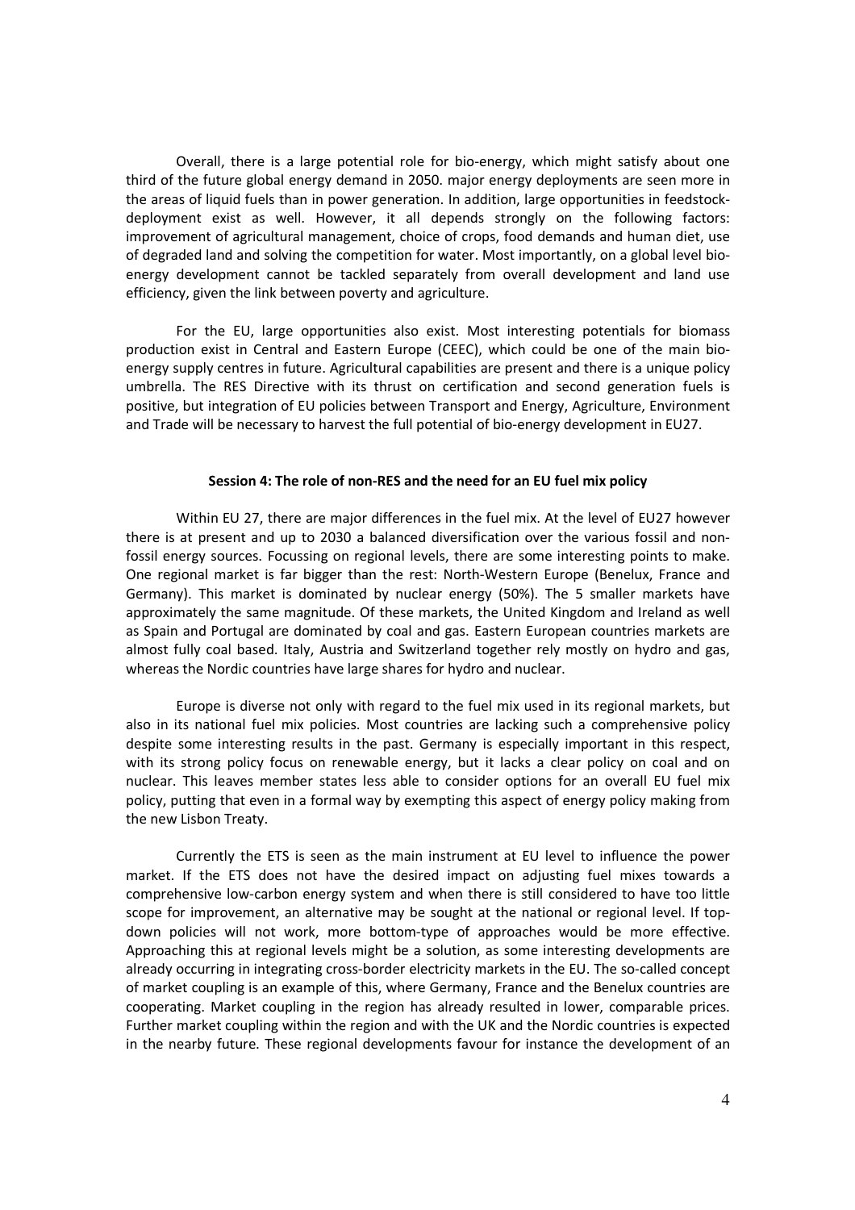Overall, there is a large potential role for bio-energy, which might satisfy about one third of the future global energy demand in 2050. major energy deployments are seen more in the areas of liquid fuels than in power generation. In addition, large opportunities in feedstock-deployment exist as well. However, it all depends strongly on the following factors: improvement of agricultural management, choice of crops, food demands and human diet, use of degraded land and solving the competition for water. Most importantly, on a global level bio-energy development cannot be tackled separately from overall development and land use efficiency, given the link between poverty and agriculture.

For the EU, large opportunities also exist. Most interesting potentials for biomass production exist in Central and Eastern Europe (CEEC), which could be one of the main bio-energy supply centres in future. Agricultural capabilities are present and there is a unique policy umbrella. The RES Directive with its thrust on certification and second generation fuels is positive, but integration of EU policies between Transport and Energy, Agriculture, Environment and Trade will be necessary to harvest the full potential of bio-energy development in EU27.

**Session 4: The role of non-RES and the need for an EU fuel mix policy**

Within EU 27, there are major differences in the fuel mix. At the level of EU27 however there is at present and up to 2030 a balanced diversification over the various fossil and non-fossil energy sources. Focussing on regional levels, there are some interesting points to make. One regional market is far bigger than the rest: North-Western Europe (Benelux, France and Germany). This market is dominated by nuclear energy (50%). The 5 smaller markets have approximately the same magnitude. Of these markets, the United Kingdom and Ireland as well as Spain and Portugal are dominated by coal and gas. Eastern European countries markets are almost fully coal based. Italy, Austria and Switzerland together rely mostly on hydro and gas, whereas the Nordic countries have large shares for hydro and nuclear.

Europe is diverse not only with regard to the fuel mix used in its regional markets, but also in its national fuel mix policies. Most countries are lacking such a comprehensive policy despite some interesting results in the past. Germany is especially important in this respect, with its strong policy focus on renewable energy, but it lacks a clear policy on coal and on nuclear. This leaves member states less able to consider options for an overall EU fuel mix policy, putting that even in a formal way by exempting this aspect of energy policy making from the new Lisbon Treaty.

Currently the ETS is seen as the main instrument at EU level to influence the power market. If the ETS does not have the desired impact on adjusting fuel mixes towards a comprehensive low-carbon energy system and when there is still considered to have too little scope for improvement, an alternative may be sought at the national or regional level. If top-down policies will not work, more bottom-type of approaches would be more effective. Approaching this at regional levels might be a solution, as some interesting developments are already occurring in integrating cross-border electricity markets in the EU. The so-called concept of market coupling is an example of this, where Germany, France and the Benelux countries are cooperating. Market coupling in the region has already resulted in lower, comparable prices. Further market coupling within the region and with the UK and the Nordic countries is expected in the nearby future. These regional developments favour for instance the development of an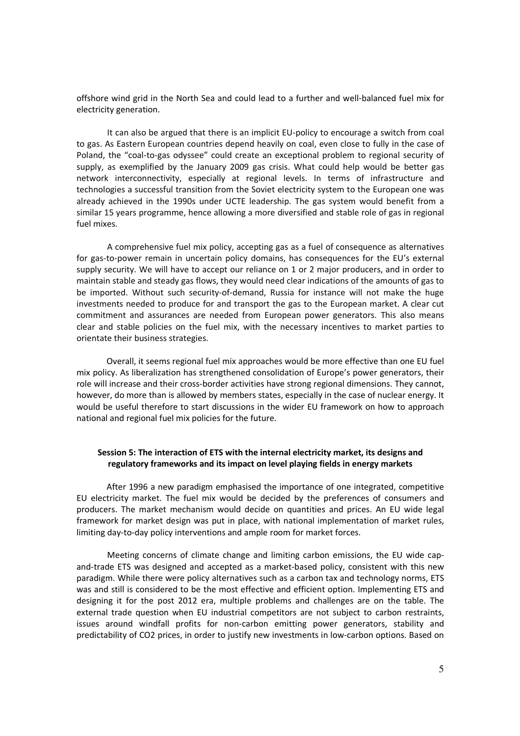offshore wind grid in the North Sea and could lead to a further and well-balanced fuel mix for electricity generation.

It can also be argued that there is an implicit EU-policy to encourage a switch from coal to gas. As Eastern European countries depend heavily on coal, even close to fully in the case of Poland, the "coal-to-gas odyssee" could create an exceptional problem to regional security of supply, as exemplified by the January 2009 gas crisis. What could help would be better gas network interconnectivity, especially at regional levels. In terms of infrastructure and technologies a successful transition from the Soviet electricity system to the European one was already achieved in the 1990s under UCTE leadership. The gas system would benefit from a similar 15 years programme, hence allowing a more diversified and stable role of gas in regional fuel mixes.

A comprehensive fuel mix policy, accepting gas as a fuel of consequence as alternatives for gas-to-power remain in uncertain policy domains, has consequences for the EU's external supply security. We will have to accept our reliance on 1 or 2 major producers, and in order to maintain stable and steady gas flows, they would need clear indications of the amounts of gas to be imported. Without such security-of-demand, Russia for instance will not make the huge investments needed to produce for and transport the gas to the European market. A clear cut commitment and assurances are needed from European power generators. This also means clear and stable policies on the fuel mix, with the necessary incentives to market parties to orientate their business strategies.

Overall, it seems regional fuel mix approaches would be more effective than one EU fuel mix policy. As liberalization has strengthened consolidation of Europe's power generators, their role will increase and their cross-border activities have strong regional dimensions. They cannot, however, do more than is allowed by members states, especially in the case of nuclear energy. It would be useful therefore to start discussions in the wider EU framework on how to approach national and regional fuel mix policies for the future.

### Session 5: The interaction of ETS with the internal electricity market, its designs and regulatory frameworks and its impact on level playing fields in energy markets

After 1996 a new paradigm emphasised the importance of one integrated, competitive EU electricity market. The fuel mix would be decided by the preferences of consumers and producers. The market mechanism would decide on quantities and prices. An EU wide legal framework for market design was put in place, with national implementation of market rules, limiting day-to-day policy interventions and ample room for market forces.

Meeting concerns of climate change and limiting carbon emissions, the EU wide cap-and-trade ETS was designed and accepted as a market-based policy, consistent with this new paradigm. While there were policy alternatives such as a carbon tax and technology norms, ETS was and still is considered to be the most effective and efficient option. Implementing ETS and designing it for the post 2012 era, multiple problems and challenges are on the table. The external trade question when EU industrial competitors are not subject to carbon restraints, issues around windfall profits for non-carbon emitting power generators, stability and predictability of $CO_2$ prices, in order to justify new investments in low-carbon options. Based on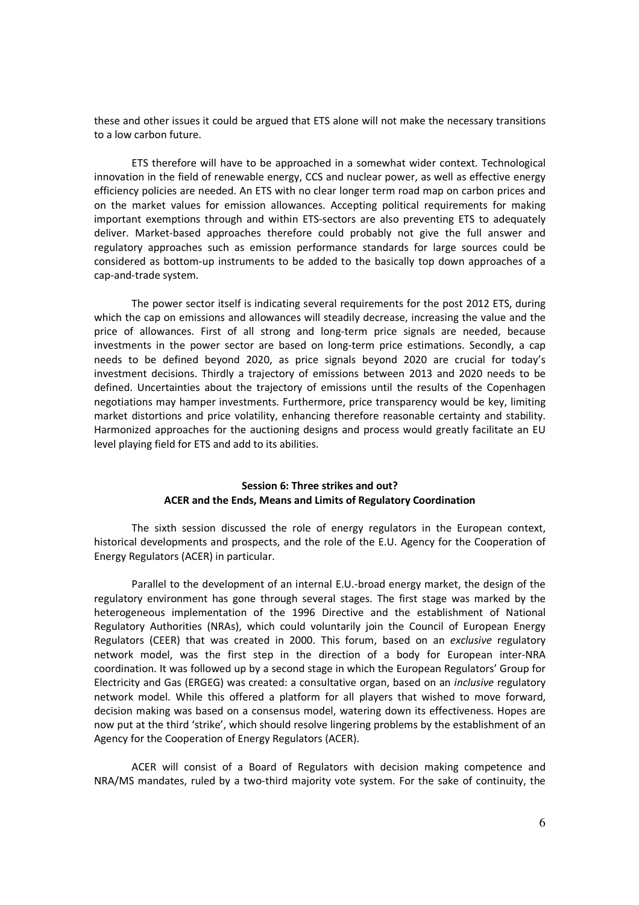these and other issues it could be argued that ETS alone will not make the necessary transitions to a low carbon future.

ETS therefore will have to be approached in a somewhat wider context. Technological innovation in the field of renewable energy, CCS and nuclear power, as well as effective energy efficiency policies are needed. An ETS with no clear longer term road map on carbon prices and on the market values for emission allowances. Accepting political requirements for making important exemptions through and within ETS-sectors are also preventing ETS to adequately deliver. Market-based approaches therefore could probably not give the full answer and regulatory approaches such as emission performance standards for large sources could be considered as bottom-up instruments to be added to the basically top down approaches of a cap-and-trade system.

The power sector itself is indicating several requirements for the post 2012 ETS, during which the cap on emissions and allowances will steadily decrease, increasing the value and the price of allowances. First of all strong and long-term price signals are needed, because investments in the power sector are based on long-term price estimations. Secondly, a cap needs to be defined beyond 2020, as price signals beyond 2020 are crucial for today's investment decisions. Thirdly a trajectory of emissions between 2013 and 2020 needs to be defined. Uncertainties about the trajectory of emissions until the results of the Copenhagen negotiations may hamper investments. Furthermore, price transparency would be key, limiting market distortions and price volatility, enhancing therefore reasonable certainty and stability. Harmonized approaches for the auctioning designs and process would greatly facilitate an EU level playing field for ETS and add to its abilities.

## Session 6: Three strikes and out? ACER and the Ends, Means and Limits of Regulatory Coordination

The sixth session discussed the role of energy regulators in the European context, historical developments and prospects, and the role of the E.U. Agency for the Cooperation of Energy Regulators (ACER) in particular.

Parallel to the development of an internal E.U.-broad energy market, the design of the regulatory environment has gone through several stages. The first stage was marked by the heterogeneous implementation of the 1996 Directive and the establishment of National Regulatory Authorities (NRAs), which could voluntarily join the Council of European Energy Regulators (CEER) that was created in 2000. This forum, based on an *exclusive* regulatory network model, was the first step in the direction of a body for European inter-NRA coordination. It was followed up by a second stage in which the European Regulators' Group for Electricity and Gas (ERGEG) was created: a consultative organ, based on an *inclusive* regulatory network model. While this offered a platform for all players that wished to move forward, decision making was based on a consensus model, watering down its effectiveness. Hopes are now put at the third 'strike', which should resolve lingering problems by the establishment of an Agency for the Cooperation of Energy Regulators (ACER).

ACER will consist of a Board of Regulators with decision making competence and NRA/MS mandates, ruled by a two-third majority vote system. For the sake of continuity, the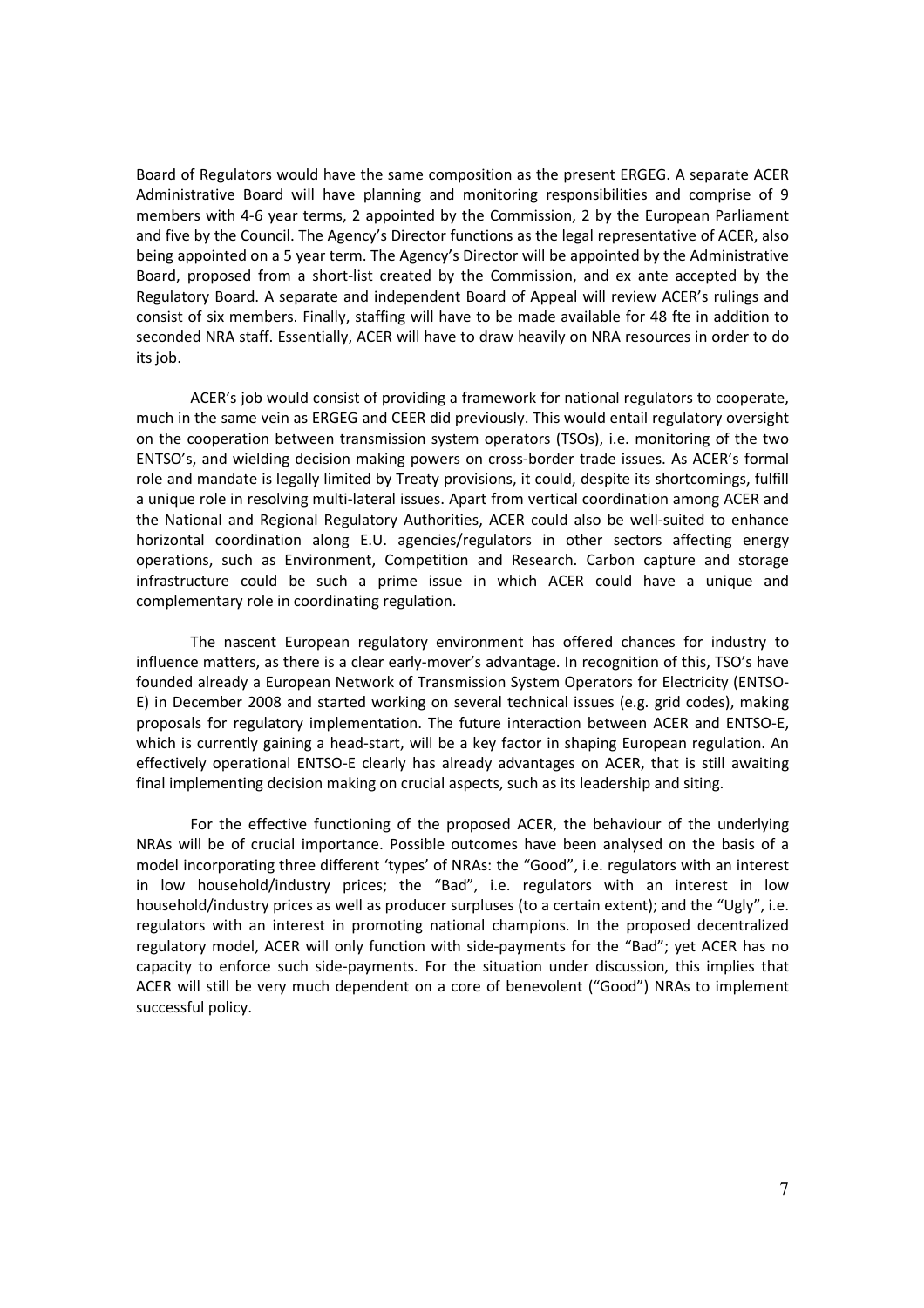Board of Regulators would have the same composition as the present ERGEG. A separate ACER Administrative Board will have planning and monitoring responsibilities and comprise of 9 members with 4-6 year terms, 2 appointed by the Commission, 2 by the European Parliament and five by the Council. The Agency's Director functions as the legal representative of ACER, also being appointed on a 5 year term. The Agency's Director will be appointed by the Administrative Board, proposed from a short-list created by the Commission, and ex ante accepted by the Regulatory Board. A separate and independent Board of Appeal will review ACER's rulings and consist of six members. Finally, staffing will have to be made available for 48 fte in addition to seconded NRA staff. Essentially, ACER will have to draw heavily on NRA resources in order to do its job.

ACER's job would consist of providing a framework for national regulators to cooperate, much in the same vein as ERGEG and CEER did previously. This would entail regulatory oversight on the cooperation between transmission system operators (TSOs), i.e. monitoring of the two ENTSO's, and wielding decision making powers on cross-border trade issues. As ACER's formal role and mandate is legally limited by Treaty provisions, it could, despite its shortcomings, fulfill a unique role in resolving multi-lateral issues. Apart from vertical coordination among ACER and the National and Regional Regulatory Authorities, ACER could also be well-suited to enhance horizontal coordination along E.U. agencies/regulators in other sectors affecting energy operations, such as Environment, Competition and Research. Carbon capture and storage infrastructure could be such a prime issue in which ACER could have a unique and complementary role in coordinating regulation.

The nascent European regulatory environment has offered chances for industry to influence matters, as there is a clear early-mover's advantage. In recognition of this, TSO's have founded already a European Network of Transmission System Operators for Electricity (ENTSO-E) in December 2008 and started working on several technical issues (e.g. grid codes), making proposals for regulatory implementation. The future interaction between ACER and ENTSO-E, which is currently gaining a head-start, will be a key factor in shaping European regulation. An effectively operational ENTSO-E clearly has already advantages on ACER, that is still awaiting final implementing decision making on crucial aspects, such as its leadership and siting.

For the effective functioning of the proposed ACER, the behaviour of the underlying NRAs will be of crucial importance. Possible outcomes have been analysed on the basis of a model incorporating three different 'types' of NRAs: the "Good", i.e. regulators with an interest in low household/industry prices; the "Bad", i.e. regulators with an interest in low household/industry prices as well as producer surpluses (to a certain extent); and the "Ugly", i.e. regulators with an interest in promoting national champions. In the proposed decentralized regulatory model, ACER will only function with side-payments for the "Bad"; yet ACER has no capacity to enforce such side-payments. For the situation under discussion, this implies that ACER will still be very much dependent on a core of benevolent ("Good") NRAs to implement successful policy.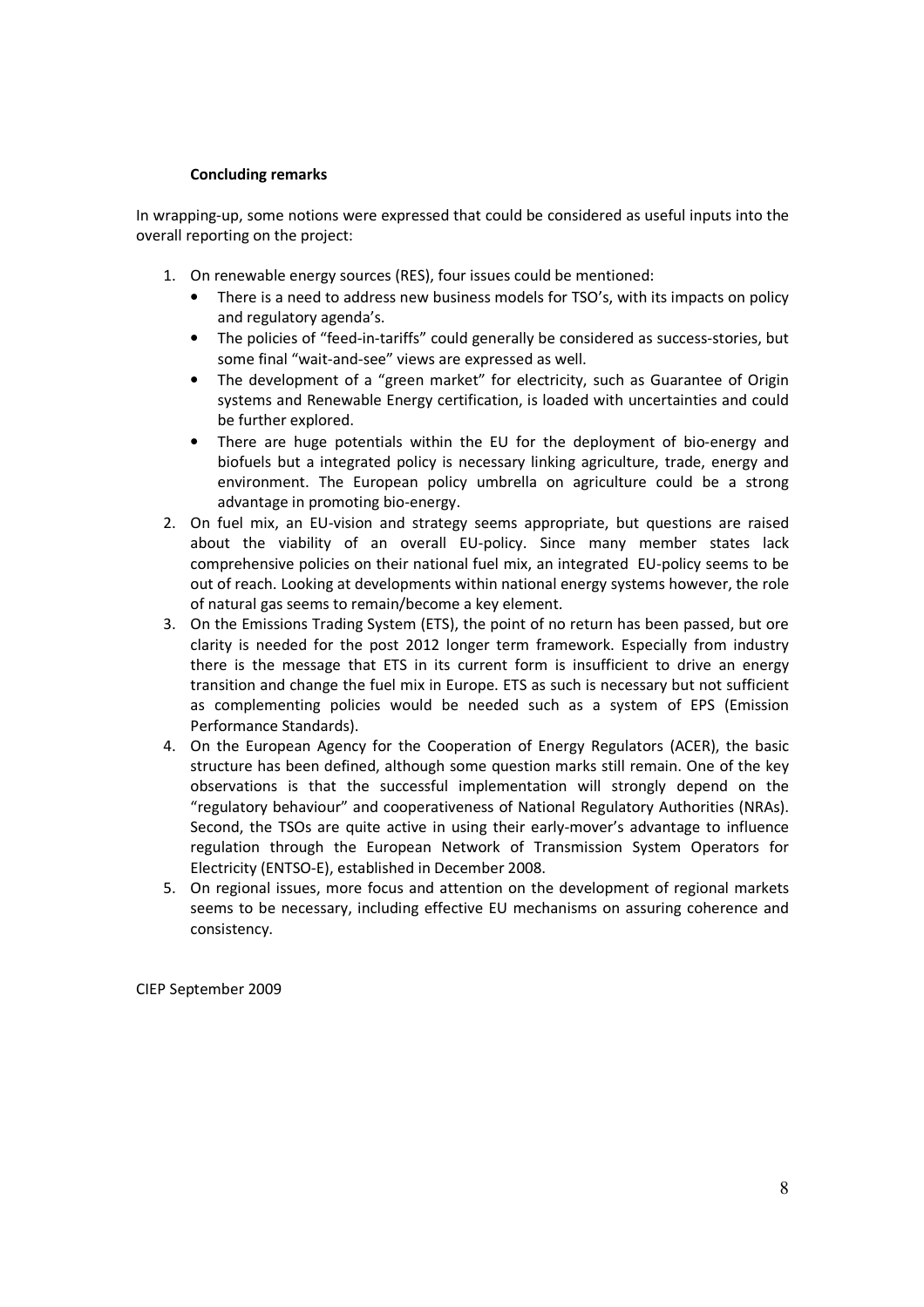## Concluding remarks

In wrapping-up, some notions were expressed that could be considered as useful inputs into the overall reporting on the project:

1. On renewable energy sources (RES), four issues could be mentioned:
   - There is a need to address new business models for TSO's, with its impacts on policy and regulatory agenda's.
   - The policies of "feed-in-tariffs" could generally be considered as success-stories, but some final "wait-and-see" views are expressed as well.
   - The development of a "green market" for electricity, such as Guarantee of Origin systems and Renewable Energy certification, is loaded with uncertainties and could be further explored.
   - There are huge potentials within the EU for the deployment of bio-energy and biofuels but a integrated policy is necessary linking agriculture, trade, energy and environment. The European policy umbrella on agriculture could be a strong advantage in promoting bio-energy.
2. On fuel mix, an EU-vision and strategy seems appropriate, but questions are raised about the viability of an overall EU-policy. Since many member states lack comprehensive policies on their national fuel mix, an integrated EU-policy seems to be out of reach. Looking at developments within national energy systems however, the role of natural gas seems to remain/become a key element.
3. On the Emissions Trading System (ETS), the point of no return has been passed, but ore clarity is needed for the post 2012 longer term framework. Especially from industry there is the message that ETS in its current form is insufficient to drive an energy transition and change the fuel mix in Europe. ETS as such is necessary but not sufficient as complementing policies would be needed such as a system of EPS (Emission Performance Standards).
4. On the European Agency for the Cooperation of Energy Regulators (ACER), the basic structure has been defined, although some question marks still remain. One of the key observations is that the successful implementation will strongly depend on the "regulatory behaviour" and cooperativeness of National Regulatory Authorities (NRAs). Second, the TSOs are quite active in using their early-mover's advantage to influence regulation through the European Network of Transmission System Operators for Electricity (ENTSO-E), established in December 2008.
5. On regional issues, more focus and attention on the development of regional markets seems to be necessary, including effective EU mechanisms on assuring coherence and consistency.

CIEP September 2009